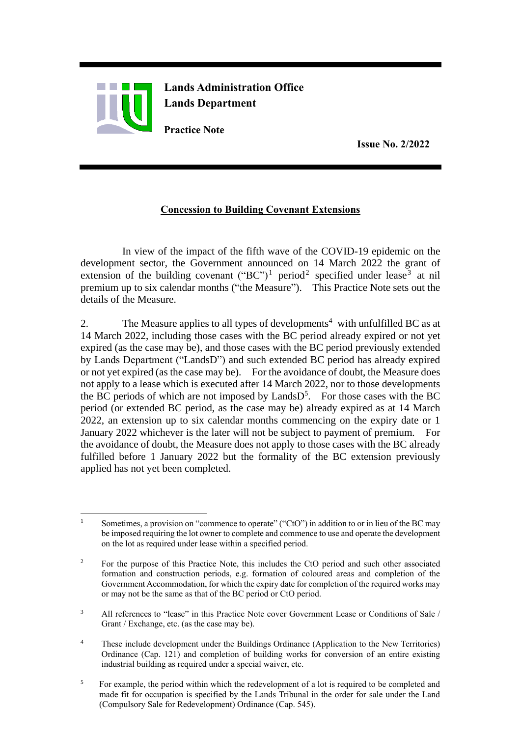**Lands Administration Office**
**Lands Department**

**Practice Note**

**Issue No. 2/2022**

## Concession to Building Covenant Extensions

In view of the impact of the fifth wave of the COVID-19 epidemic on the development sector, the Government announced on 14 March 2022 the grant of extension of the building covenant ("BC")[1] period[2] specified under lease[3] at nil premium up to six calendar months ("the Measure"). This Practice Note sets out the details of the Measure.

2. The Measure applies to all types of developments[4] with unfulfilled BC as at 14 March 2022, including those cases with the BC period already expired or not yet expired (as the case may be), and those cases with the BC period previously extended by Lands Department ("LandsD") and such extended BC period has already expired or not yet expired (as the case may be). For the avoidance of doubt, the Measure does not apply to a lease which is executed after 14 March 2022, nor to those developments the BC periods of which are not imposed by LandsD[5]. For those cases with the BC period (or extended BC period, as the case may be) already expired as at 14 March 2022, an extension up to six calendar months commencing on the expiry date or 1 January 2022 whichever is the later will not be subject to payment of premium. For the avoidance of doubt, the Measure does not apply to those cases with the BC already fulfilled before 1 January 2022 but the formality of the BC extension previously applied has not yet been completed.

---

[1] Sometimes, a provision on "commence to operate" ("CtO") in addition to or in lieu of the BC may be imposed requiring the lot owner to complete and commence to use and operate the development on the lot as required under lease within a specified period.

[2] For the purpose of this Practice Note, this includes the CtO period and such other associated formation and construction periods, e.g. formation of coloured areas and completion of the Government Accommodation, for which the expiry date for completion of the required works may or may not be the same as that of the BC period or CtO period.

[3] All references to "lease" in this Practice Note cover Government Lease or Conditions of Sale / Grant / Exchange, etc. (as the case may be).

[4] These include development under the Buildings Ordinance (Application to the New Territories) Ordinance (Cap. 121) and completion of building works for conversion of an entire existing industrial building as required under a special waiver, etc.

[5] For example, the period within which the redevelopment of a lot is required to be completed and made fit for occupation is specified by the Lands Tribunal in the order for sale under the Land (Compulsory Sale for Redevelopment) Ordinance (Cap. 545).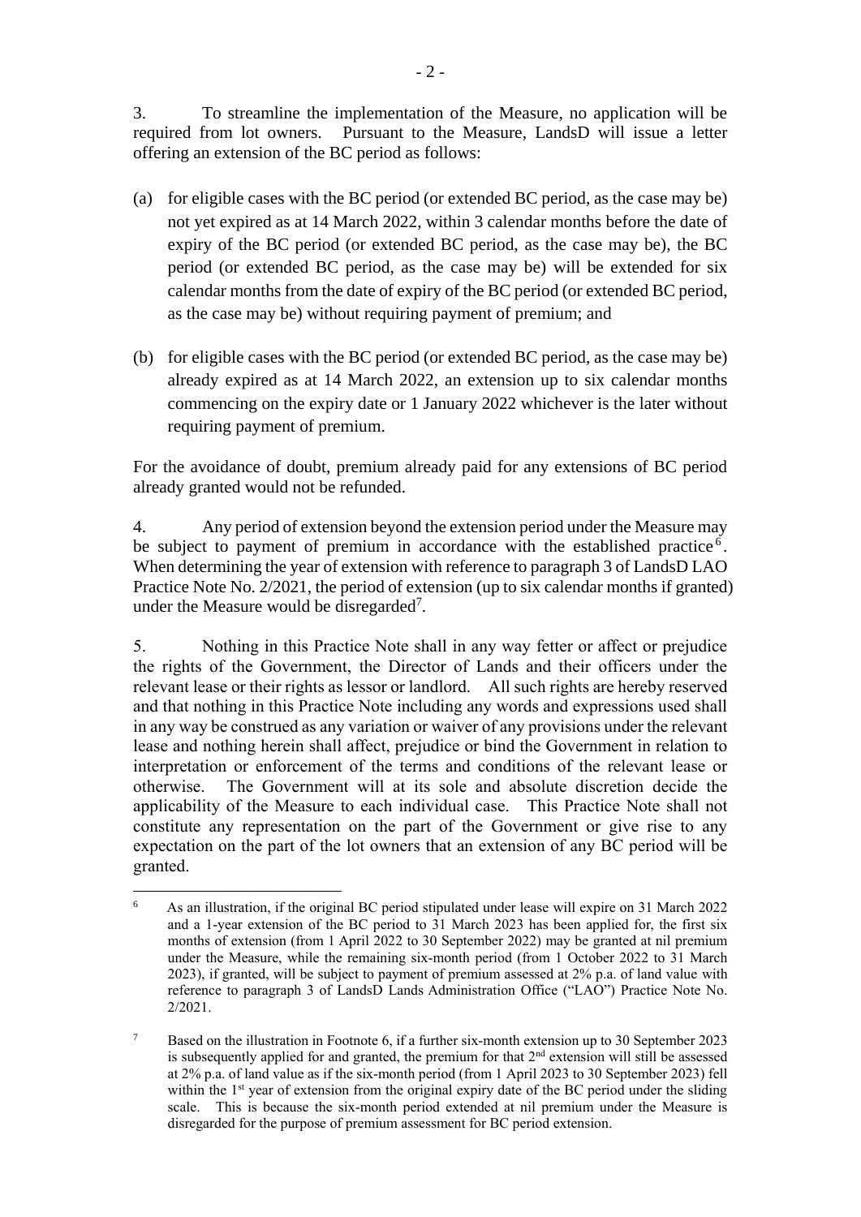3. To streamline the implementation of the Measure, no application will be required from lot owners. Pursuant to the Measure, LandsD will issue a letter offering an extension of the BC period as follows:

(a) for eligible cases with the BC period (or extended BC period, as the case may be) not yet expired as at 14 March 2022, within 3 calendar months before the date of expiry of the BC period (or extended BC period, as the case may be), the BC period (or extended BC period, as the case may be) will be extended for six calendar months from the date of expiry of the BC period (or extended BC period, as the case may be) without requiring payment of premium; and

(b) for eligible cases with the BC period (or extended BC period, as the case may be) already expired as at 14 March 2022, an extension up to six calendar months commencing on the expiry date or 1 January 2022 whichever is the later without requiring payment of premium.

For the avoidance of doubt, premium already paid for any extensions of BC period already granted would not be refunded.

4. Any period of extension beyond the extension period under the Measure may be subject to payment of premium in accordance with the established practice[6]. When determining the year of extension with reference to paragraph 3 of LandsD LAO Practice Note No. 2/2021, the period of extension (up to six calendar months if granted) under the Measure would be disregarded[7].

5. Nothing in this Practice Note shall in any way fetter or affect or prejudice the rights of the Government, the Director of Lands and their officers under the relevant lease or their rights as lessor or landlord. All such rights are hereby reserved and that nothing in this Practice Note including any words and expressions used shall in any way be construed as any variation or waiver of any provisions under the relevant lease and nothing herein shall affect, prejudice or bind the Government in relation to interpretation or enforcement of the terms and conditions of the relevant lease or otherwise. The Government will at its sole and absolute discretion decide the applicability of the Measure to each individual case. This Practice Note shall not constitute any representation on the part of the Government or give rise to any expectation on the part of the lot owners that an extension of any BC period will be granted.

---

[6] As an illustration, if the original BC period stipulated under lease will expire on 31 March 2022 and a 1-year extension of the BC period to 31 March 2023 has been applied for, the first six months of extension (from 1 April 2022 to 30 September 2022) may be granted at nil premium under the Measure, while the remaining six-month period (from 1 October 2022 to 31 March 2023), if granted, will be subject to payment of premium assessed at 2% p.a. of land value with reference to paragraph 3 of LandsD Lands Administration Office ("LAO") Practice Note No. 2/2021.

[7] Based on the illustration in Footnote 6, if a further six-month extension up to 30 September 2023 is subsequently applied for and granted, the premium for that 2nd extension will still be assessed at 2% p.a. of land value as if the six-month period (from 1 April 2023 to 30 September 2023) fell within the 1st year of extension from the original expiry date of the BC period under the sliding scale. This is because the six-month period extended at nil premium under the Measure is disregarded for the purpose of premium assessment for BC period extension.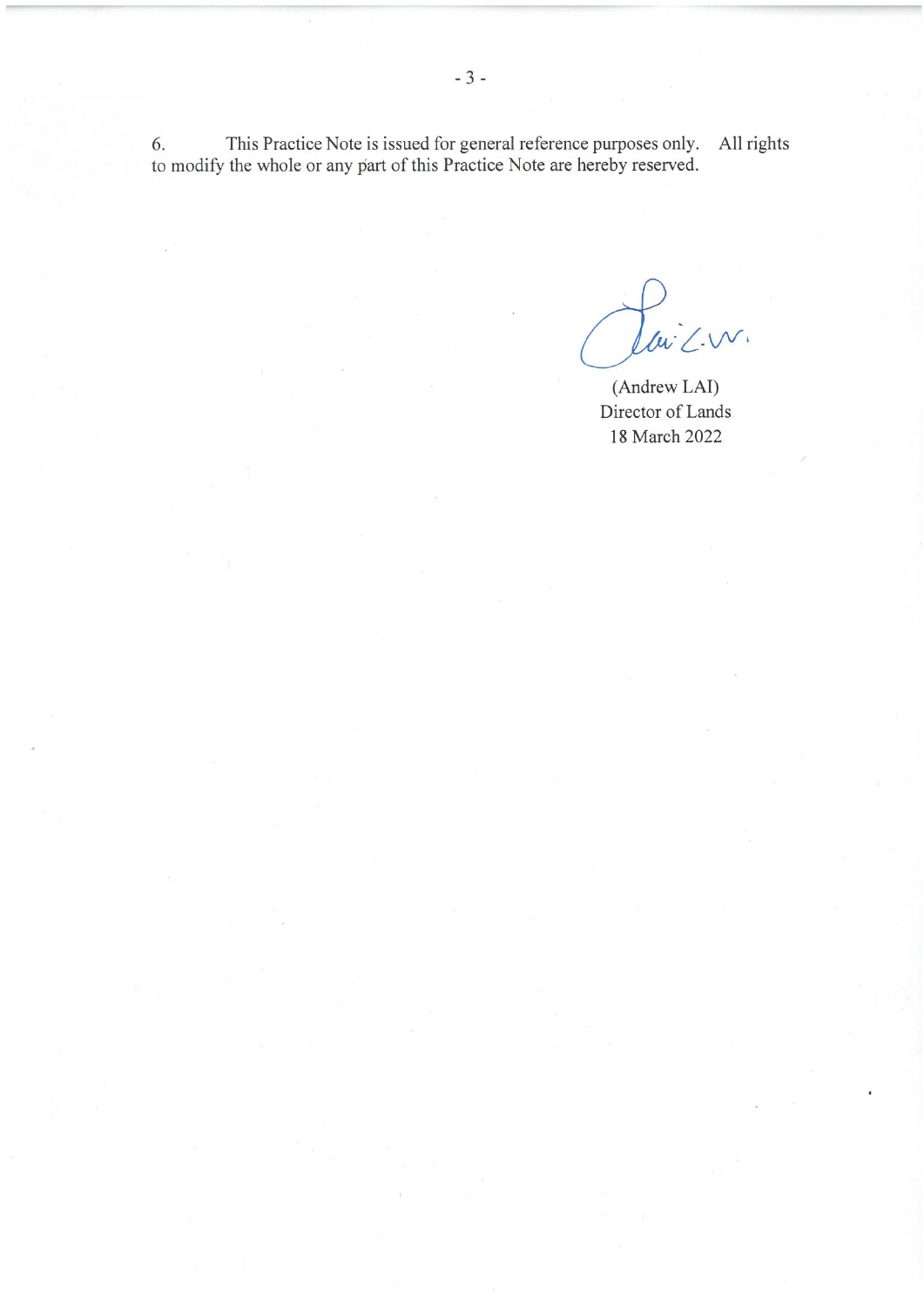6. This Practice Note is issued for general reference purposes only. All rights to modify the whole or any part of this Practice Note are hereby reserved.

(Andrew LAI)
Director of Lands
18 March 2022